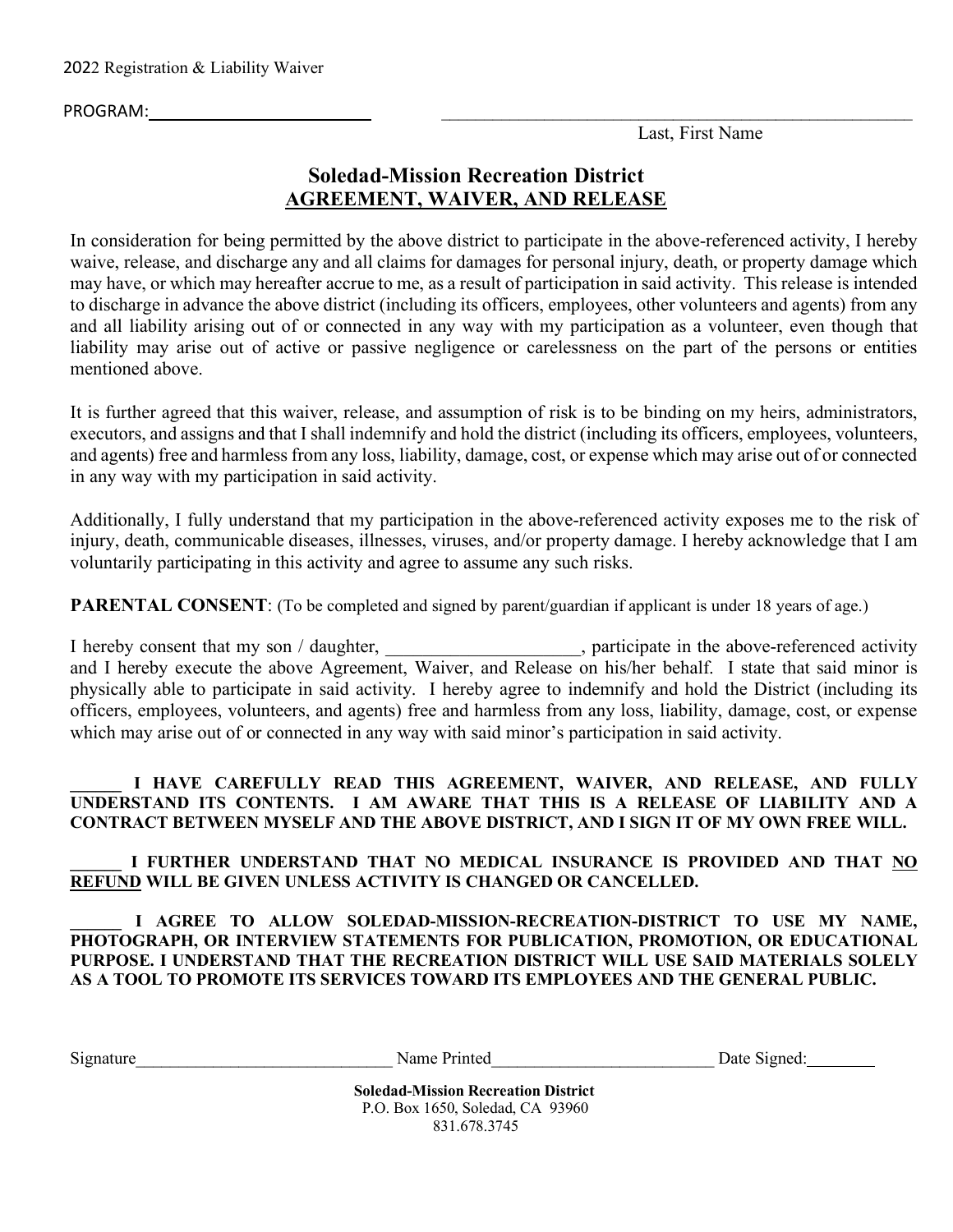2022 Registration & Liability Waiver

PROGRAM:_________________________ _______________________________________________________

Last, First Name

## Soledad-Mission Recreation District
## AGREEMENT, WAIVER, AND RELEASE

In consideration for being permitted by the above district to participate in the above-referenced activity, I hereby waive, release, and discharge any and all claims for damages for personal injury, death, or property damage which may have, or which may hereafter accrue to me, as a result of participation in said activity. This release is intended to discharge in advance the above district (including its officers, employees, other volunteers and agents) from any and all liability arising out of or connected in any way with my participation as a volunteer, even though that liability may arise out of active or passive negligence or carelessness on the part of the persons or entities mentioned above.

It is further agreed that this waiver, release, and assumption of risk is to be binding on my heirs, administrators, executors, and assigns and that I shall indemnify and hold the district (including its officers, employees, volunteers, and agents) free and harmless from any loss, liability, damage, cost, or expense which may arise out of or connected in any way with my participation in said activity.

Additionally, I fully understand that my participation in the above-referenced activity exposes me to the risk of injury, death, communicable diseases, illnesses, viruses, and/or property damage. I hereby acknowledge that I am voluntarily participating in this activity and agree to assume any such risks.

**PARENTAL CONSENT**: (To be completed and signed by parent/guardian if applicant is under 18 years of age.)

I hereby consent that my son / daughter, _____________________, participate in the above-referenced activity and I hereby execute the above Agreement, Waiver, and Release on his/her behalf. I state that said minor is physically able to participate in said activity. I hereby agree to indemnify and hold the District (including its officers, employees, volunteers, and agents) free and harmless from any loss, liability, damage, cost, or expense which may arise out of or connected in any way with said minor's participation in said activity.

**______ I HAVE CAREFULLY READ THIS AGREEMENT, WAIVER, AND RELEASE, AND FULLY UNDERSTAND ITS CONTENTS. I AM AWARE THAT THIS IS A RELEASE OF LIABILITY AND A CONTRACT BETWEEN MYSELF AND THE ABOVE DISTRICT, AND I SIGN IT OF MY OWN FREE WILL.**

**______ I FURTHER UNDERSTAND THAT NO MEDICAL INSURANCE IS PROVIDED AND THAT <u>NO REFUND</u> WILL BE GIVEN UNLESS ACTIVITY IS CHANGED OR CANCELLED.**

**______ I AGREE TO ALLOW SOLEDAD-MISSION-RECREATION-DISTRICT TO USE MY NAME, PHOTOGRAPH, OR INTERVIEW STATEMENTS FOR PUBLICATION, PROMOTION, OR EDUCATIONAL PURPOSE. I UNDERSTAND THAT THE RECREATION DISTRICT WILL USE SAID MATERIALS SOLELY AS A TOOL TO PROMOTE ITS SERVICES TOWARD ITS EMPLOYEES AND THE GENERAL PUBLIC.**

Signature_____________________________ Name Printed__________________________ Date Signed:________

**Soledad-Mission Recreation District**
P.O. Box 1650, Soledad, CA 93960
831.678.3745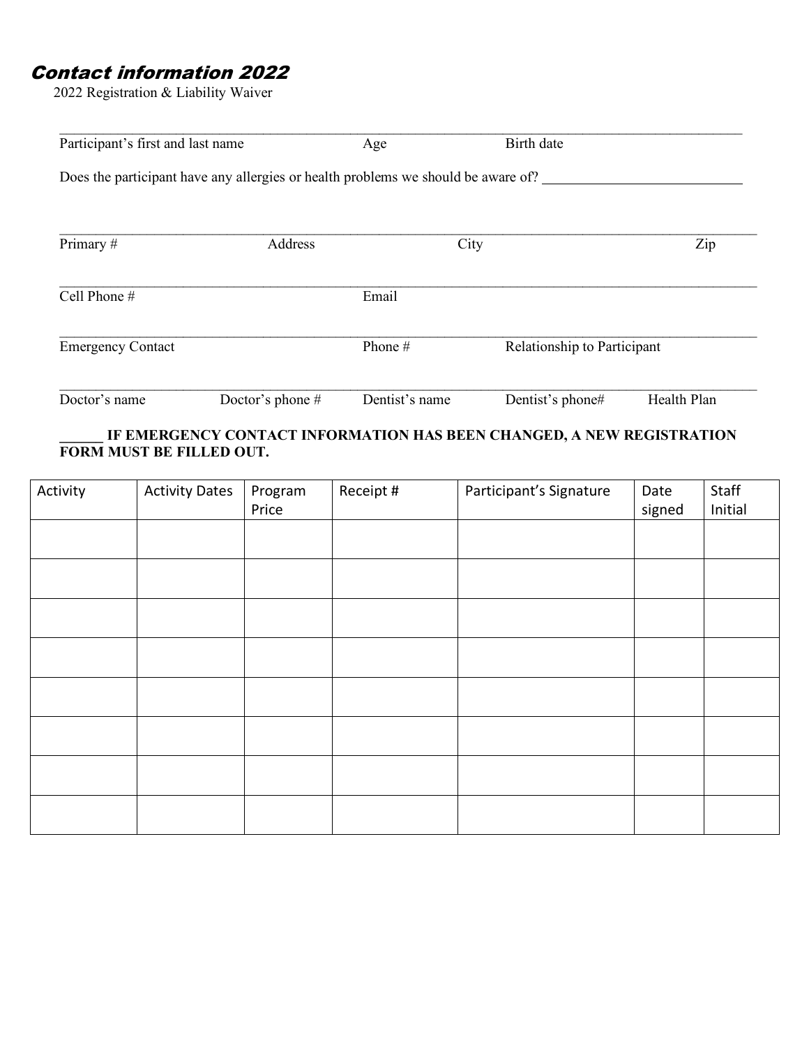## *Contact information 2022*

2022 Registration & Liability Waiver

\_\_\_\_\_\_\_\_\_\_\_\_\_\_\_\_\_\_\_\_\_\_\_\_\_\_\_\_\_\_\_\_\_\_\_\_\_\_\_\_\_\_\_\_\_\_\_\_\_\_\_\_\_\_\_\_\_\_\_\_\_\_\_\_\_\_\_\_\_\_\_\_\_\_\_\_\_\_

Participant's first and last name    Age    Birth date

Does the participant have any allergies or health problems we should be aware of? \_\_\_\_\_\_\_\_\_\_\_\_\_\_\_\_\_\_\_\_\_\_\_\_\_\_\_\_

\_\_\_\_\_\_\_\_\_\_\_\_\_\_\_\_\_\_\_\_\_\_\_\_\_\_\_\_\_\_\_\_\_\_\_\_\_\_\_\_\_\_\_\_\_\_\_\_\_\_\_\_\_\_\_\_\_\_\_\_\_\_\_\_\_\_\_\_\_\_\_\_\_\_\_\_\_\_

Primary #    Address    City    Zip

\_\_\_\_\_\_\_\_\_\_\_\_\_\_\_\_\_\_\_\_\_\_\_\_\_\_\_\_\_\_\_\_\_\_\_\_\_\_\_\_\_\_\_\_\_\_\_\_\_\_\_\_\_\_\_\_\_\_\_\_\_\_\_\_\_\_\_\_\_\_\_\_\_\_\_\_\_\_

Cell Phone #    Email

\_\_\_\_\_\_\_\_\_\_\_\_\_\_\_\_\_\_\_\_\_\_\_\_\_\_\_\_\_\_\_\_\_\_\_\_\_\_\_\_\_\_\_\_\_\_\_\_\_\_\_\_\_\_\_\_\_\_\_\_\_\_\_\_\_\_\_\_\_\_\_\_\_\_\_\_\_\_

Emergency Contact    Phone #    Relationship to Participant

\_\_\_\_\_\_\_\_\_\_\_\_\_\_\_\_\_\_\_\_\_\_\_\_\_\_\_\_\_\_\_\_\_\_\_\_\_\_\_\_\_\_\_\_\_\_\_\_\_\_\_\_\_\_\_\_\_\_\_\_\_\_\_\_\_\_\_\_\_\_\_\_\_\_\_\_\_\_

Doctor's name    Doctor's phone #    Dentist's name    Dentist's phone#    Health Plan

**\_\_\_\_\_\_ IF EMERGENCY CONTACT INFORMATION HAS BEEN CHANGED, A NEW REGISTRATION FORM MUST BE FILLED OUT.**

| Activity | Activity Dates | Program Price | Receipt # | Participant's Signature | Date signed | Staff Initial |
|---|---|---|---|---|---|---|
| | | | | | | |
| | | | | | | |
| | | | | | | |
| | | | | | | |
| | | | | | | |
| | | | | | | |
| | | | | | | |
| | | | | | | |